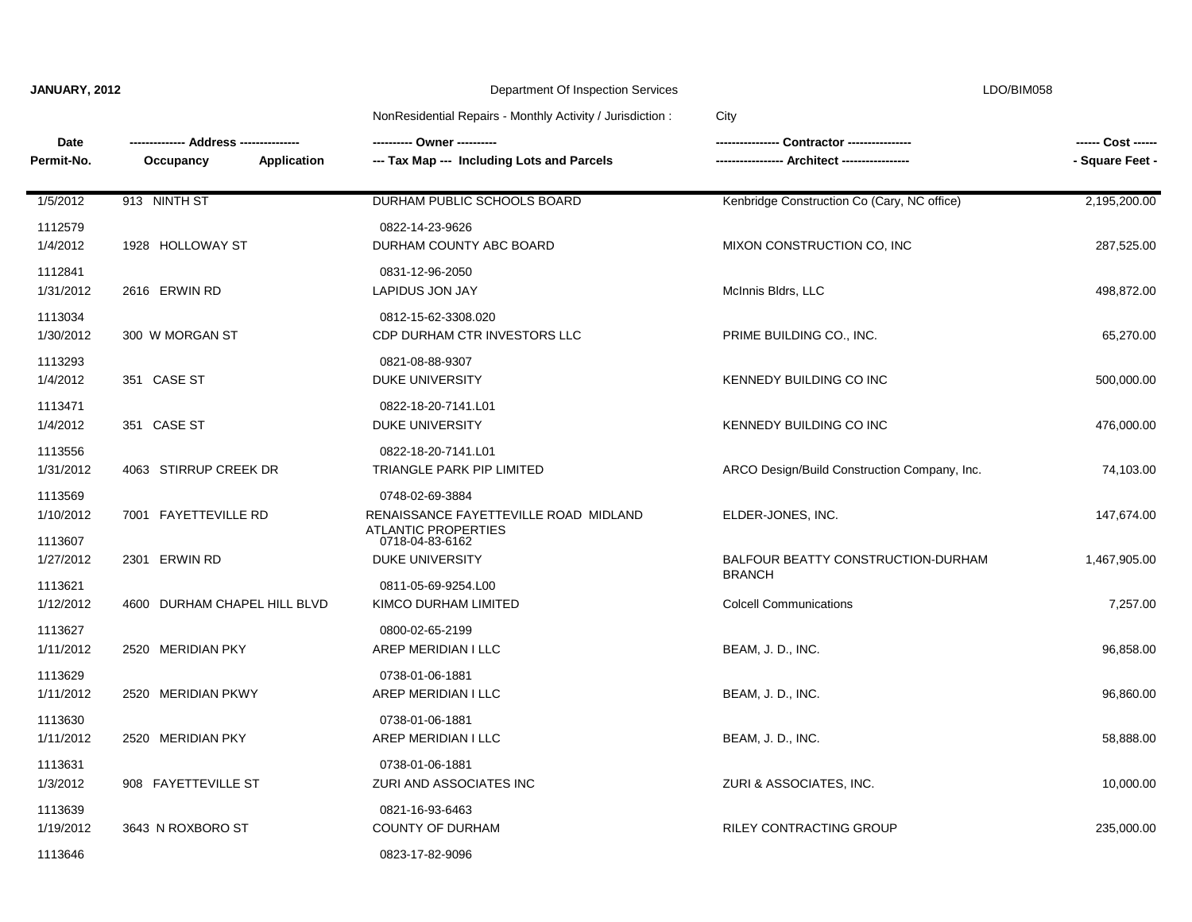**JANUARY, 2012** — Department Of Inspection Services — LDO/BIM058

NonResidential Repairs - Monthly Activity / Jurisdiction : City

| Date<br>Permit-No. | Address<br>Occupancy / Application | Owner<br>Tax Map --- Including Lots and Parcels | Contractor<br>Architect | Cost<br>Square Feet |
|---|---|---|---|---|
| 1/5/2012<br>1112579 | 913 NINTH ST | DURHAM PUBLIC SCHOOLS BOARD<br>0822-14-23-9626 | Kenbridge Construction Co (Cary, NC office) | 2,195,200.00 |
| 1/4/2012<br>1112841 | 1928 HOLLOWAY ST | DURHAM COUNTY ABC BOARD<br>0831-12-96-2050 | MIXON CONSTRUCTION CO, INC | 287,525.00 |
| 1/31/2012<br>1113034 | 2616 ERWIN RD | LAPIDUS JON JAY<br>0812-15-62-3308.020 | McInnis Bldrs, LLC | 498,872.00 |
| 1/30/2012<br>1113293 | 300 W MORGAN ST | CDP DURHAM CTR INVESTORS LLC<br>0821-08-88-9307 | PRIME BUILDING CO., INC. | 65,270.00 |
| 1/4/2012<br>1113471 | 351 CASE ST | DUKE UNIVERSITY<br>0822-18-20-7141.L01 | KENNEDY BUILDING CO INC | 500,000.00 |
| 1/4/2012<br>1113556 | 351 CASE ST | DUKE UNIVERSITY<br>0822-18-20-7141.L01 | KENNEDY BUILDING CO INC | 476,000.00 |
| 1/31/2012<br>1113569 | 4063 STIRRUP CREEK DR | TRIANGLE PARK PIP LIMITED<br>0748-02-69-3884 | ARCO Design/Build Construction Company, Inc. | 74,103.00 |
| 1/10/2012<br>1113607 | 7001 FAYETTEVILLE RD | RENAISSANCE FAYETTEVILLE ROAD MIDLAND ATLANTIC PROPERTIES<br>0718-04-83-6162 | ELDER-JONES, INC. | 147,674.00 |
| 1/27/2012<br>1113621 | 2301 ERWIN RD | DUKE UNIVERSITY<br>0811-05-69-9254.L00 | BALFOUR BEATTY CONSTRUCTION-DURHAM BRANCH | 1,467,905.00 |
| 1/12/2012<br>1113627 | 4600 DURHAM CHAPEL HILL BLVD | KIMCO DURHAM LIMITED<br>0800-02-65-2199 | Colcell Communications | 7,257.00 |
| 1/11/2012<br>1113629 | 2520 MERIDIAN PKY | AREP MERIDIAN I LLC<br>0738-01-06-1881 | BEAM, J. D., INC. | 96,858.00 |
| 1/11/2012<br>1113630 | 2520 MERIDIAN PKWY | AREP MERIDIAN I LLC<br>0738-01-06-1881 | BEAM, J. D., INC. | 96,860.00 |
| 1/11/2012<br>1113631 | 2520 MERIDIAN PKY | AREP MERIDIAN I LLC<br>0738-01-06-1881 | BEAM, J. D., INC. | 58,888.00 |
| 1/3/2012<br>1113639 | 908 FAYETTEVILLE ST | ZURI AND ASSOCIATES INC<br>0821-16-93-6463 | ZURI & ASSOCIATES, INC. | 10,000.00 |
| 1/19/2012<br>1113646 | 3643 N ROXBORO ST | COUNTY OF DURHAM<br>0823-17-82-9096 | RILEY CONTRACTING GROUP | 235,000.00 |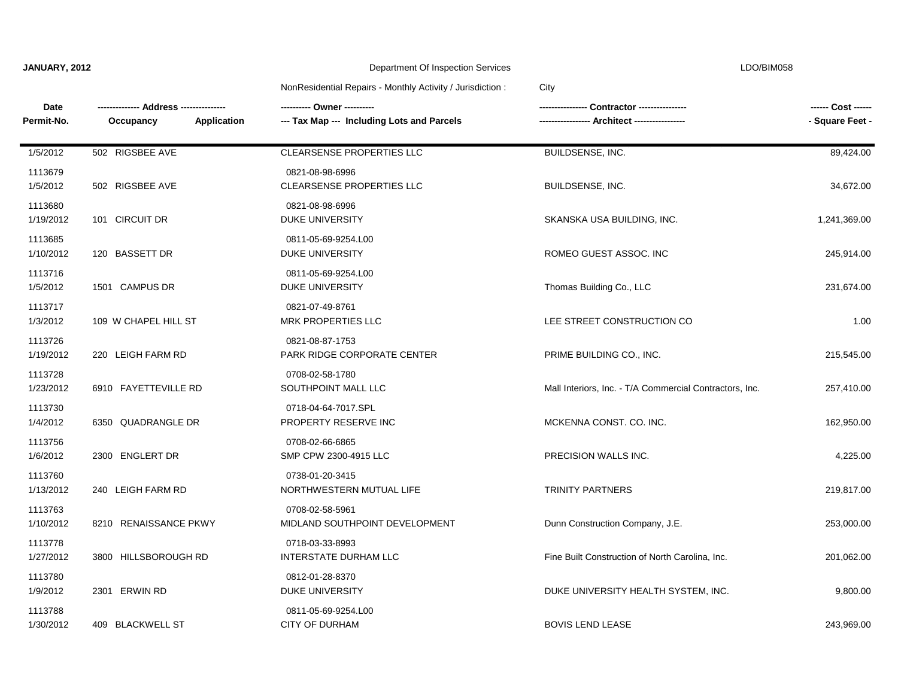**JANUARY, 2012** Department Of Inspection Services LDO/BIM058

NonResidential Repairs - Monthly Activity / Jurisdiction : City

| Date<br>Permit-No. | -------------- Address ---------------<br>Occupancy Application | ---------- Owner ----------<br>--- Tax Map --- Including Lots and Parcels | ---------------- Contractor ----------------<br>----------------- Architect ----------------- | ------ Cost ------<br>- Square Feet - |
|---|---|---|---|---|
| 1/5/2012<br>1113679 | 502 RIGSBEE AVE | CLEARSENSE PROPERTIES LLC<br>0821-08-98-6996 | BUILDSENSE, INC. | 89,424.00 |
| 1/5/2012<br>1113680 | 502 RIGSBEE AVE | CLEARSENSE PROPERTIES LLC<br>0821-08-98-6996 | BUILDSENSE, INC. | 34,672.00 |
| 1/19/2012<br>1113685 | 101 CIRCUIT DR | DUKE UNIVERSITY<br>0811-05-69-9254.L00 | SKANSKA USA BUILDING, INC. | 1,241,369.00 |
| 1/10/2012<br>1113716 | 120 BASSETT DR | DUKE UNIVERSITY<br>0811-05-69-9254.L00 | ROMEO GUEST ASSOC. INC | 245,914.00 |
| 1/5/2012<br>1113717 | 1501 CAMPUS DR | DUKE UNIVERSITY<br>0821-07-49-8761 | Thomas Building Co., LLC | 231,674.00 |
| 1/3/2012<br>1113726 | 109 W CHAPEL HILL ST | MRK PROPERTIES LLC<br>0821-08-87-1753 | LEE STREET CONSTRUCTION CO | 1.00 |
| 1/19/2012<br>1113728 | 220 LEIGH FARM RD | PARK RIDGE CORPORATE CENTER<br>0708-02-58-1780 | PRIME BUILDING CO., INC. | 215,545.00 |
| 1/23/2012<br>1113730 | 6910 FAYETTEVILLE RD | SOUTHPOINT MALL LLC<br>0718-04-64-7017.SPL | Mall Interiors, Inc. - T/A Commercial Contractors, Inc. | 257,410.00 |
| 1/4/2012<br>1113756 | 6350 QUADRANGLE DR | PROPERTY RESERVE INC<br>0708-02-66-6865 | MCKENNA CONST. CO. INC. | 162,950.00 |
| 1/6/2012<br>1113760 | 2300 ENGLERT DR | SMP CPW 2300-4915 LLC<br>0738-01-20-3415 | PRECISION WALLS INC. | 4,225.00 |
| 1/13/2012<br>1113763 | 240 LEIGH FARM RD | NORTHWESTERN MUTUAL LIFE<br>0708-02-58-5961 | TRINITY PARTNERS | 219,817.00 |
| 1/10/2012<br>1113778 | 8210 RENAISSANCE PKWY | MIDLAND SOUTHPOINT DEVELOPMENT<br>0718-03-33-8993 | Dunn Construction Company, J.E. | 253,000.00 |
| 1/27/2012<br>1113780 | 3800 HILLSBOROUGH RD | INTERSTATE DURHAM LLC<br>0812-01-28-8370 | Fine Built Construction of North Carolina, Inc. | 201,062.00 |
| 1/9/2012<br>1113788 | 2301 ERWIN RD | DUKE UNIVERSITY<br>0811-05-69-9254.L00 | DUKE UNIVERSITY HEALTH SYSTEM, INC. | 9,800.00 |
| 1/30/2012 | 409 BLACKWELL ST | CITY OF DURHAM | BOVIS LEND LEASE | 243,969.00 |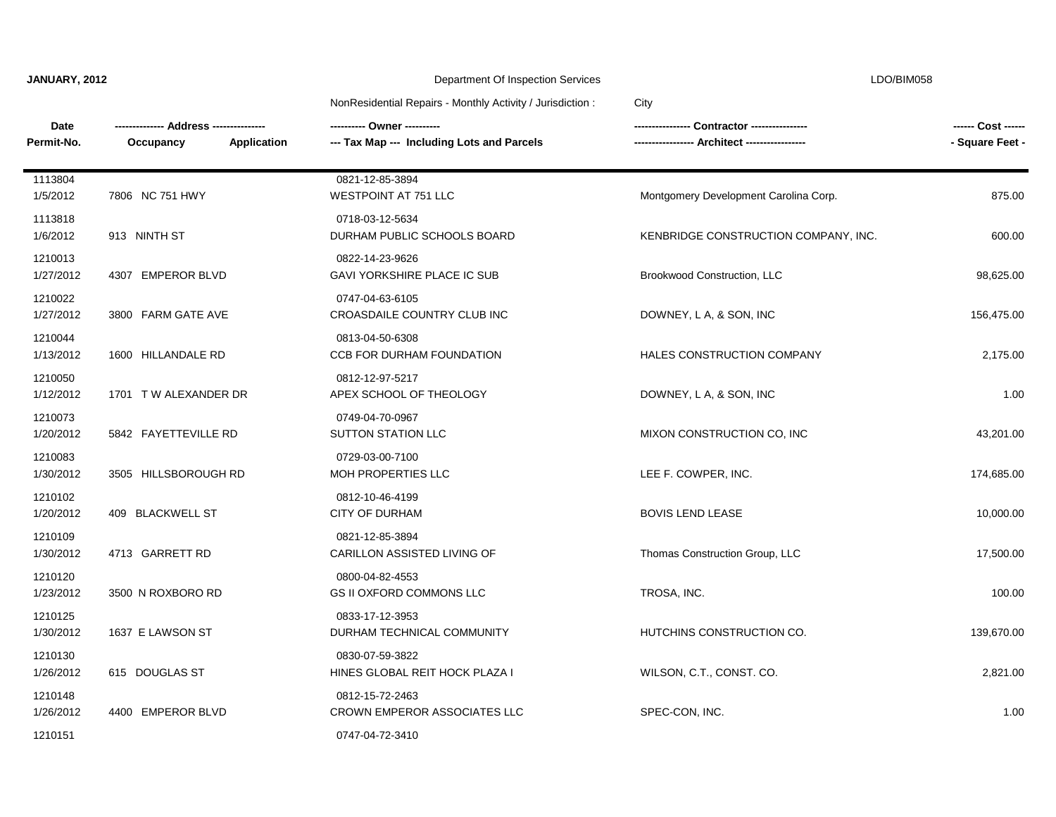**JANUARY, 2012** Department Of Inspection Services LDO/BIM058

NonResidential Repairs - Monthly Activity / Jurisdiction : City

| Date<br>Permit-No. | -------------- Address ---------------<br>Occupancy Application | ---------- Owner ----------<br>--- Tax Map --- Including Lots and Parcels | ---------------- Contractor ----------------<br>----------------- Architect ----------------- | ------ Cost ------<br>- Square Feet - |
|---|---|---|---|---|
| 1113804<br>1/5/2012 | 7806 NC 751 HWY | 0821-12-85-3894<br>WESTPOINT AT 751 LLC | Montgomery Development Carolina Corp. | 875.00 |
| 1113818<br>1/6/2012 | 913 NINTH ST | 0718-03-12-5634<br>DURHAM PUBLIC SCHOOLS BOARD | KENBRIDGE CONSTRUCTION COMPANY, INC. | 600.00 |
| 1210013<br>1/27/2012 | 4307 EMPEROR BLVD | 0822-14-23-9626<br>GAVI YORKSHIRE PLACE IC SUB | Brookwood Construction, LLC | 98,625.00 |
| 1210022<br>1/27/2012 | 3800 FARM GATE AVE | 0747-04-63-6105<br>CROASDAILE COUNTRY CLUB INC | DOWNEY, L A, & SON, INC | 156,475.00 |
| 1210044<br>1/13/2012 | 1600 HILLANDALE RD | 0813-04-50-6308<br>CCB FOR DURHAM FOUNDATION | HALES CONSTRUCTION COMPANY | 2,175.00 |
| 1210050<br>1/12/2012 | 1701 T W ALEXANDER DR | 0812-12-97-5217<br>APEX SCHOOL OF THEOLOGY | DOWNEY, L A, & SON, INC | 1.00 |
| 1210073<br>1/20/2012 | 5842 FAYETTEVILLE RD | 0749-04-70-0967<br>SUTTON STATION LLC | MIXON CONSTRUCTION CO, INC | 43,201.00 |
| 1210083<br>1/30/2012 | 3505 HILLSBOROUGH RD | 0729-03-00-7100<br>MOH PROPERTIES LLC | LEE F. COWPER, INC. | 174,685.00 |
| 1210102<br>1/20/2012 | 409 BLACKWELL ST | 0812-10-46-4199<br>CITY OF DURHAM | BOVIS LEND LEASE | 10,000.00 |
| 1210109<br>1/30/2012 | 4713 GARRETT RD | 0821-12-85-3894<br>CARILLON ASSISTED LIVING OF | Thomas Construction Group, LLC | 17,500.00 |
| 1210120<br>1/23/2012 | 3500 N ROXBORO RD | 0800-04-82-4553<br>GS II OXFORD COMMONS LLC | TROSA, INC. | 100.00 |
| 1210125<br>1/30/2012 | 1637 E LAWSON ST | 0833-17-12-3953<br>DURHAM TECHNICAL COMMUNITY | HUTCHINS CONSTRUCTION CO. | 139,670.00 |
| 1210130<br>1/26/2012 | 615 DOUGLAS ST | 0830-07-59-3822<br>HINES GLOBAL REIT HOCK PLAZA I | WILSON, C.T., CONST. CO. | 2,821.00 |
| 1210148<br>1/26/2012 | 4400 EMPEROR BLVD | 0812-15-72-2463<br>CROWN EMPEROR ASSOCIATES LLC | SPEC-CON, INC. | 1.00 |
| 1210151 | | 0747-04-72-3410 | | |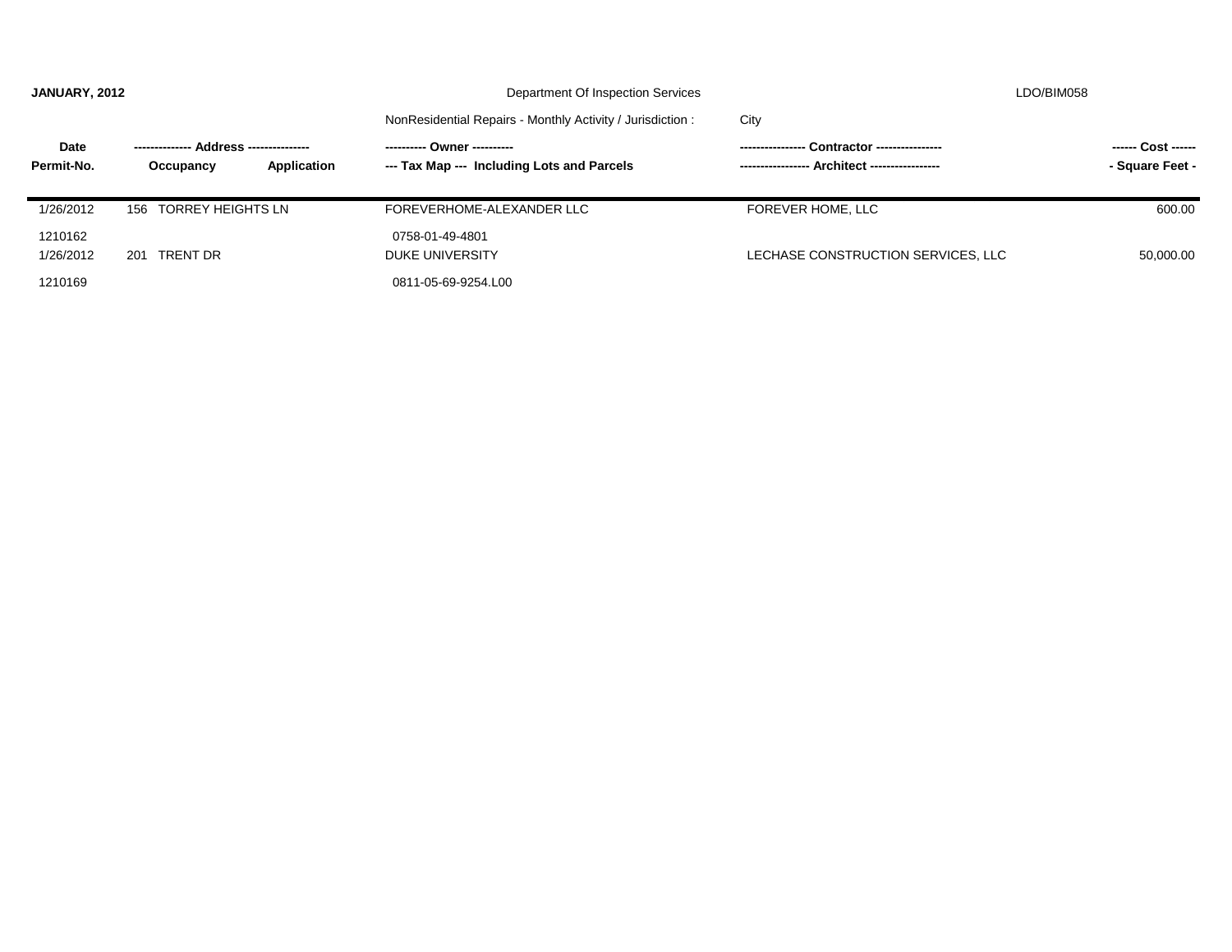**JANUARY, 2012** Department Of Inspection Services LDO/BIM058

NonResidential Repairs - Monthly Activity / Jurisdiction : City

| Date<br>Permit-No. | -------------- Address ---------------<br>Occupancy | <br>Application | ---------- Owner ----------<br>--- Tax Map --- Including Lots and Parcels | ---------------- Contractor ----------------<br>----------------- Architect ----------------- | ------ Cost ------<br>- Square Feet - |
|---|---|---|---|---|---|
| 1/26/2012<br>1210162 | 156 TORREY HEIGHTS LN | | FOREVERHOME-ALEXANDER LLC<br>0758-01-49-4801 | FOREVER HOME, LLC | 600.00 |
| 1/26/2012<br>1210169 | 201 TRENT DR | | DUKE UNIVERSITY<br>0811-05-69-9254.L00 | LECHASE CONSTRUCTION SERVICES, LLC | 50,000.00 |